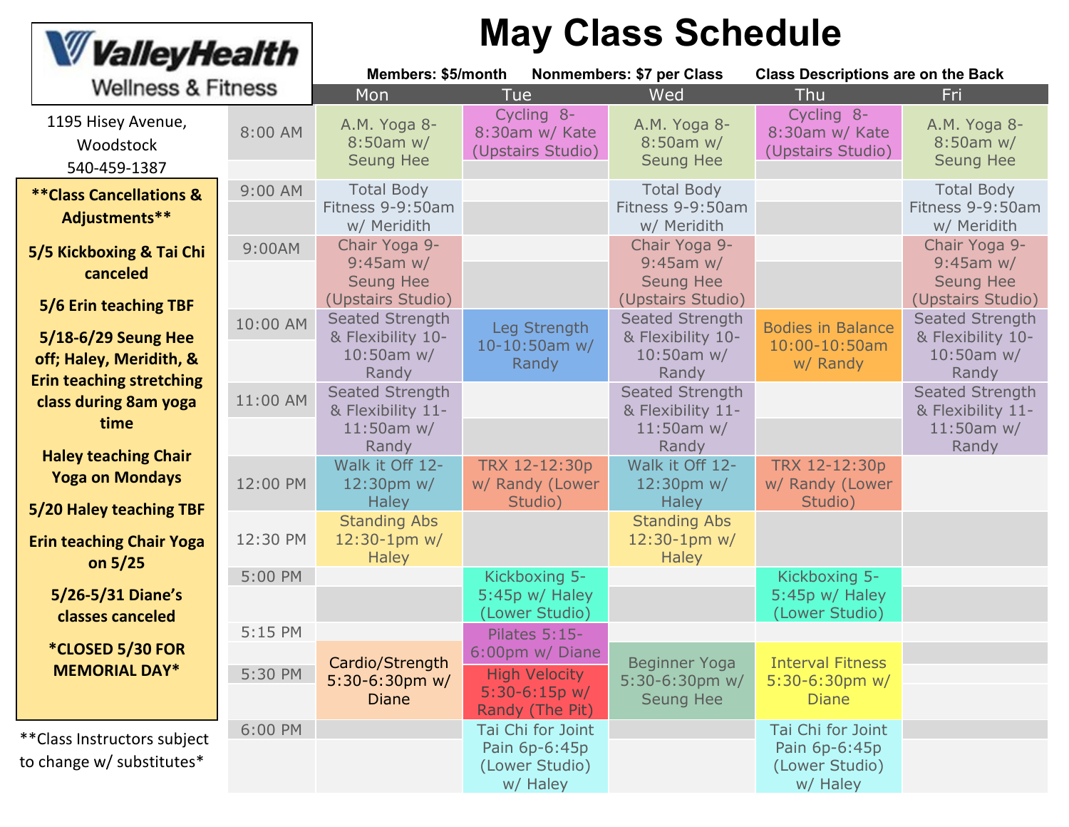# May Class Schedule

**ValleyHealth Wellness & Fitness**

1195 Hisey Avenue, Woodstock
540-459-1387

**Members: $5/month** **Nonmembers: $7 per Class** **Class Descriptions are on the Back**

**\*\*Class Cancellations & Adjustments\*\***

**5/5 Kickboxing & Tai Chi canceled**

**5/6 Erin teaching TBF**

**5/18-6/29 Seung Hee off; Haley, Meridith, & Erin teaching stretching class during 8am yoga time**

**Haley teaching Chair Yoga on Mondays**

**5/20 Haley teaching TBF**

**Erin teaching Chair Yoga on 5/25**

**5/26-5/31 Diane's classes canceled**

**\*CLOSED 5/30 FOR MEMORIAL DAY\***

**Class Instructors subject to change w/ substitutes*

| | Mon | Tue | Wed | Thu | Fri |
|---|---|---|---|---|---|
| 8:00 AM | A.M. Yoga 8-8:50am w/ Seung Hee | Cycling 8-8:30am w/ Kate (Upstairs Studio) | A.M. Yoga 8-8:50am w/ Seung Hee | Cycling 8-8:30am w/ Kate (Upstairs Studio) | A.M. Yoga 8-8:50am w/ Seung Hee |
| 9:00 AM | Total Body Fitness 9-9:50am w/ Meridith | | Total Body Fitness 9-9:50am w/ Meridith | | Total Body Fitness 9-9:50am w/ Meridith |
| 9:00AM | Chair Yoga 9-9:45am w/ Seung Hee (Upstairs Studio) | | Chair Yoga 9-9:45am w/ Seung Hee (Upstairs Studio) | | Chair Yoga 9-9:45am w/ Seung Hee (Upstairs Studio) |
| 10:00 AM | Seated Strength & Flexibility 10-10:50am w/ Randy | Leg Strength 10-10:50am w/ Randy | Seated Strength & Flexibility 10-10:50am w/ Randy | Bodies in Balance 10:00-10:50am w/ Randy | Seated Strength & Flexibility 10-10:50am w/ Randy |
| 11:00 AM | Seated Strength & Flexibility 11-11:50am w/ Randy | | Seated Strength & Flexibility 11-11:50am w/ Randy | | Seated Strength & Flexibility 11-11:50am w/ Randy |
| 12:00 PM | Walk it Off 12-12:30pm w/ Haley | TRX 12-12:30p w/ Randy (Lower Studio) | Walk it Off 12-12:30pm w/ Haley | TRX 12-12:30p w/ Randy (Lower Studio) | |
| 12:30 PM | Standing Abs 12:30-1pm w/ Haley | | Standing Abs 12:30-1pm w/ Haley | | |
| 5:00 PM | | Kickboxing 5-5:45p w/ Haley (Lower Studio) | | Kickboxing 5-5:45p w/ Haley (Lower Studio) | |
| 5:15 PM | | Pilates 5:15-6:00pm w/ Diane | | | |
| 5:30 PM | Cardio/Strength 5:30-6:30pm w/ Diane | High Velocity 5:30-6:15p w/ Randy (The Pit) | Beginner Yoga 5:30-6:30pm w/ Seung Hee | Interval Fitness 5:30-6:30pm w/ Diane | |
| 6:00 PM | | Tai Chi for Joint Pain 6p-6:45p (Lower Studio) w/ Haley | | Tai Chi for Joint Pain 6p-6:45p (Lower Studio) w/ Haley | |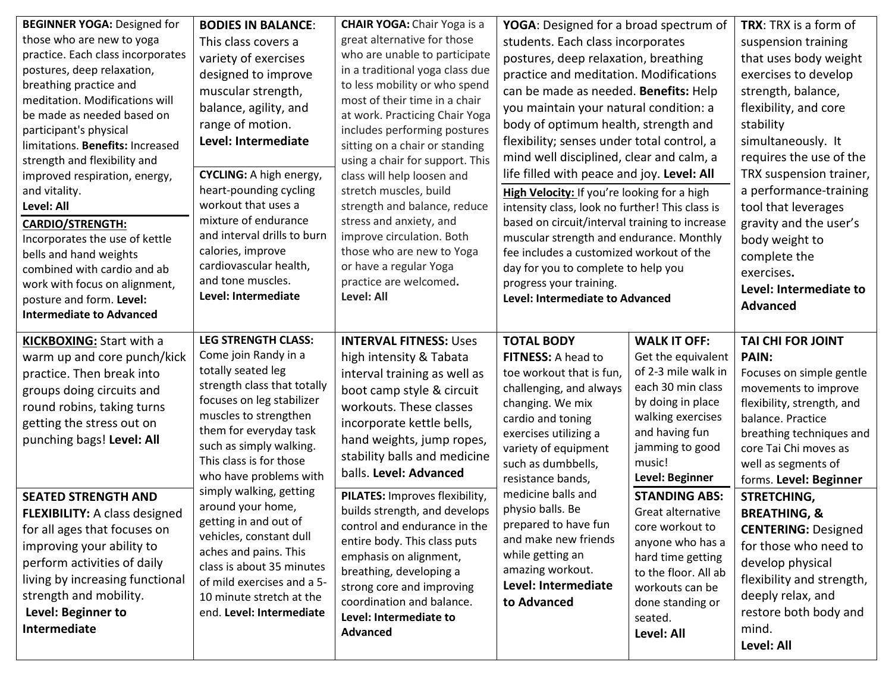**BEGINNER YOGA:** Designed for those who are new to yoga practice. Each class incorporates postures, deep relaxation, breathing practice and meditation. Modifications will be made as needed based on participant's physical limitations. **Benefits:** Increased strength and flexibility and improved respiration, energy, and vitality.
**Level: All**

**CARDIO/STRENGTH:**
Incorporates the use of kettle bells and hand weights combined with cardio and ab work with focus on alignment, posture and form. **Level: Intermediate to Advanced**

**BODIES IN BALANCE**: This class covers a variety of exercises designed to improve muscular strength, balance, agility, and range of motion.
**Level: Intermediate**

**CYCLING:** A high energy, heart-pounding cycling workout that uses a mixture of endurance and interval drills to burn calories, improve cardiovascular health, and tone muscles.
**Level: Intermediate**

**CHAIR YOGA:** Chair Yoga is a great alternative for those who are unable to participate in a traditional yoga class due to less mobility or who spend most of their time in a chair at work. Practicing Chair Yoga includes performing postures sitting on a chair or standing using a chair for support. This class will help loosen and stretch muscles, build strength and balance, reduce stress and anxiety, and improve circulation. Both those who are new to Yoga or have a regular Yoga practice are welcomed.
**Level: All**

**YOGA**: Designed for a broad spectrum of students. Each class incorporates postures, deep relaxation, breathing practice and meditation. Modifications can be made as needed. **Benefits:** Help you maintain your natural condition: a body of optimum health, strength and flexibility; senses under total control, a mind well disciplined, clear and calm, a life filled with peace and joy. **Level: All**

**High Velocity:** If you're looking for a high intensity class, look no further! This class is based on circuit/interval training to increase muscular strength and endurance. Monthly fee includes a customized workout of the day for you to complete to help you progress your training.
**Level: Intermediate to Advanced**

**TRX**: TRX is a form of suspension training that uses body weight exercises to develop strength, balance, flexibility, and core stability simultaneously. It requires the use of the TRX suspension trainer, a performance-training tool that leverages gravity and the user's body weight to complete the exercises.
**Level: Intermediate to Advanced**

**KICKBOXING:** Start with a warm up and core punch/kick practice. Then break into groups doing circuits and round robins, taking turns getting the stress out on punching bags! **Level: All**

**SEATED STRENGTH AND FLEXIBILITY:** A class designed for all ages that focuses on improving your ability to perform activities of daily living by increasing functional strength and mobility.
**Level: Beginner to Intermediate**

**LEG STRENGTH CLASS:** Come join Randy in a totally seated leg strength class that totally focuses on leg stabilizer muscles to strengthen them for everyday task such as simply walking. This class is for those who have problems with simply walking, getting around your home, getting in and out of vehicles, constant dull aches and pains. This class is about 35 minutes of mild exercises and a 5-10 minute stretch at the end. **Level: Intermediate**

**INTERVAL FITNESS:** Uses high intensity & Tabata interval training as well as boot camp style & circuit workouts. These classes incorporate kettle bells, hand weights, jump ropes, stability balls and medicine balls. **Level: Advanced**

**PILATES:** Improves flexibility, builds strength, and develops control and endurance in the entire body. This class puts emphasis on alignment, breathing, developing a strong core and improving coordination and balance.
**Level: Intermediate to Advanced**

**TOTAL BODY FITNESS:** A head to toe workout that is fun, challenging, and always changing. We mix cardio and toning exercises utilizing a variety of equipment such as dumbbells, resistance bands, medicine balls and physio balls. Be prepared to have fun and make new friends while getting an amazing workout.
**Level: Intermediate to Advanced**

**WALK IT OFF:** Get the equivalent of 2-3 mile walk in each 30 min class by doing in place walking exercises and having fun jamming to good music!
**Level: Beginner**

**STANDING ABS:** Great alternative core workout to anyone who has a hard time getting to the floor. All ab workouts can be done standing or seated.
**Level: All**

**TAI CHI FOR JOINT PAIN:**
Focuses on simple gentle movements to improve flexibility, strength, and balance. Practice breathing techniques and core Tai Chi moves as well as segments of forms. **Level: Beginner**

**STRETCHING, BREATHING, & CENTERING:** Designed for those who need to develop physical flexibility and strength, deeply relax, and restore both body and mind.
**Level: All**